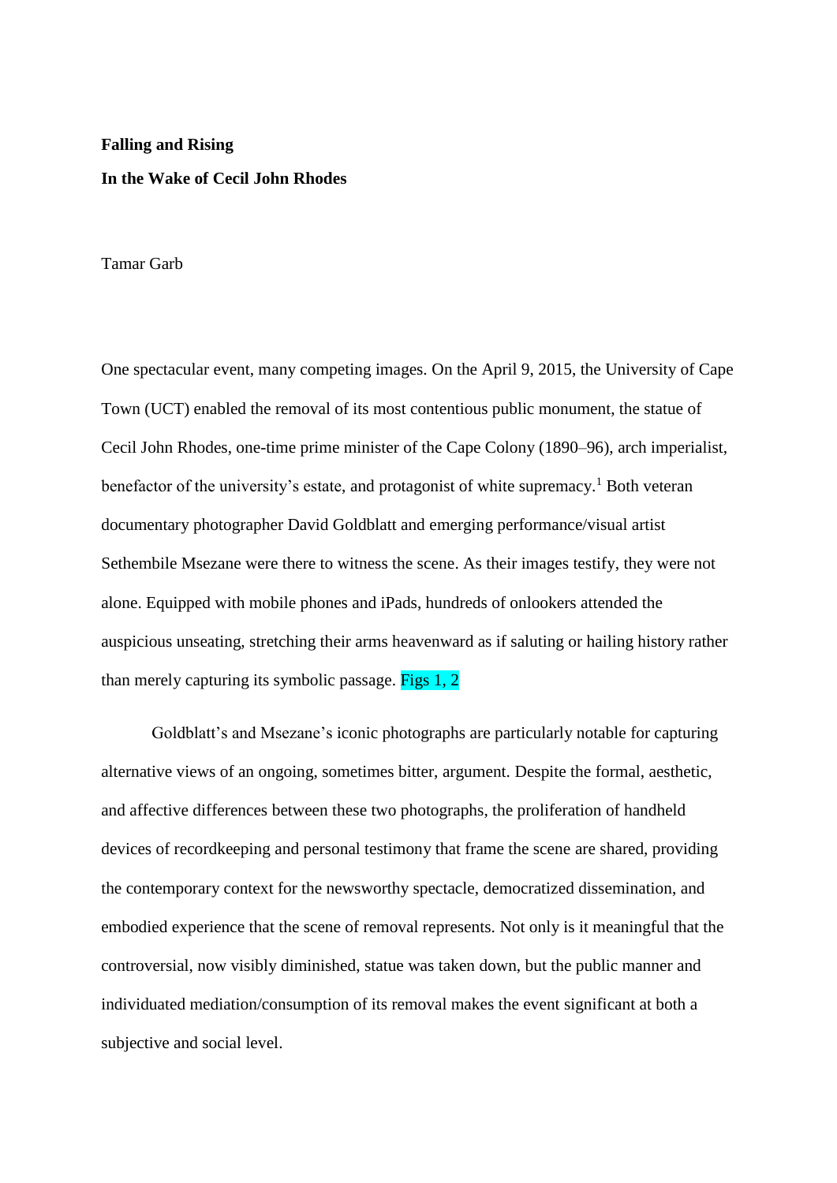**Falling and Rising**

**In the Wake of Cecil John Rhodes**

Tamar Garb

One spectacular event, many competing images. On the April 9, 2015, the University of Cape Town (UCT) enabled the removal of its most contentious public monument, the statue of Cecil John Rhodes, one-time prime minister of the Cape Colony (1890–96), arch imperialist, benefactor of the university's estate, and protagonist of white supremacy.[1] Both veteran documentary photographer David Goldblatt and emerging performance/visual artist Sethembile Msezane were there to witness the scene. As their images testify, they were not alone. Equipped with mobile phones and iPads, hundreds of onlookers attended the auspicious unseating, stretching their arms heavenward as if saluting or hailing history rather than merely capturing its symbolic passage. Figs 1, 2

Goldblatt's and Msezane's iconic photographs are particularly notable for capturing alternative views of an ongoing, sometimes bitter, argument. Despite the formal, aesthetic, and affective differences between these two photographs, the proliferation of handheld devices of recordkeeping and personal testimony that frame the scene are shared, providing the contemporary context for the newsworthy spectacle, democratized dissemination, and embodied experience that the scene of removal represents. Not only is it meaningful that the controversial, now visibly diminished, statue was taken down, but the public manner and individuated mediation/consumption of its removal makes the event significant at both a subjective and social level.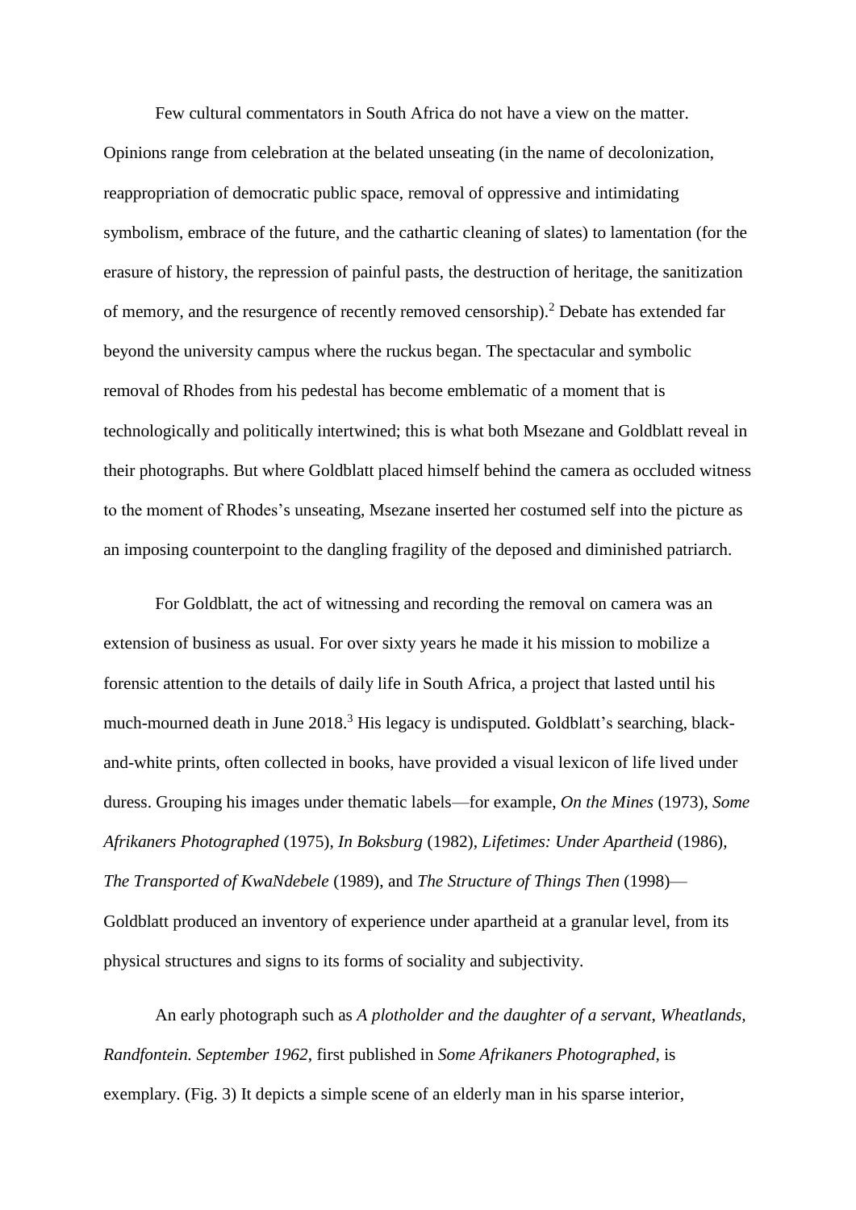Few cultural commentators in South Africa do not have a view on the matter. Opinions range from celebration at the belated unseating (in the name of decolonization, reappropriation of democratic public space, removal of oppressive and intimidating symbolism, embrace of the future, and the cathartic cleaning of slates) to lamentation (for the erasure of history, the repression of painful pasts, the destruction of heritage, the sanitization of memory, and the resurgence of recently removed censorship).[2] Debate has extended far beyond the university campus where the ruckus began. The spectacular and symbolic removal of Rhodes from his pedestal has become emblematic of a moment that is technologically and politically intertwined; this is what both Msezane and Goldblatt reveal in their photographs. But where Goldblatt placed himself behind the camera as occluded witness to the moment of Rhodes's unseating, Msezane inserted her costumed self into the picture as an imposing counterpoint to the dangling fragility of the deposed and diminished patriarch.

For Goldblatt, the act of witnessing and recording the removal on camera was an extension of business as usual. For over sixty years he made it his mission to mobilize a forensic attention to the details of daily life in South Africa, a project that lasted until his much-mourned death in June 2018.[3] His legacy is undisputed. Goldblatt's searching, black-and-white prints, often collected in books, have provided a visual lexicon of life lived under duress. Grouping his images under thematic labels—for example, *On the Mines* (1973), *Some Afrikaners Photographed* (1975), *In Boksburg* (1982), *Lifetimes: Under Apartheid* (1986), *The Transported of KwaNdebele* (1989), and *The Structure of Things Then* (1998)—Goldblatt produced an inventory of experience under apartheid at a granular level, from its physical structures and signs to its forms of sociality and subjectivity.

An early photograph such as *A plotholder and the daughter of a servant, Wheatlands, Randfontein. September 1962*, first published in *Some Afrikaners Photographed*, is exemplary. (Fig. 3) It depicts a simple scene of an elderly man in his sparse interior,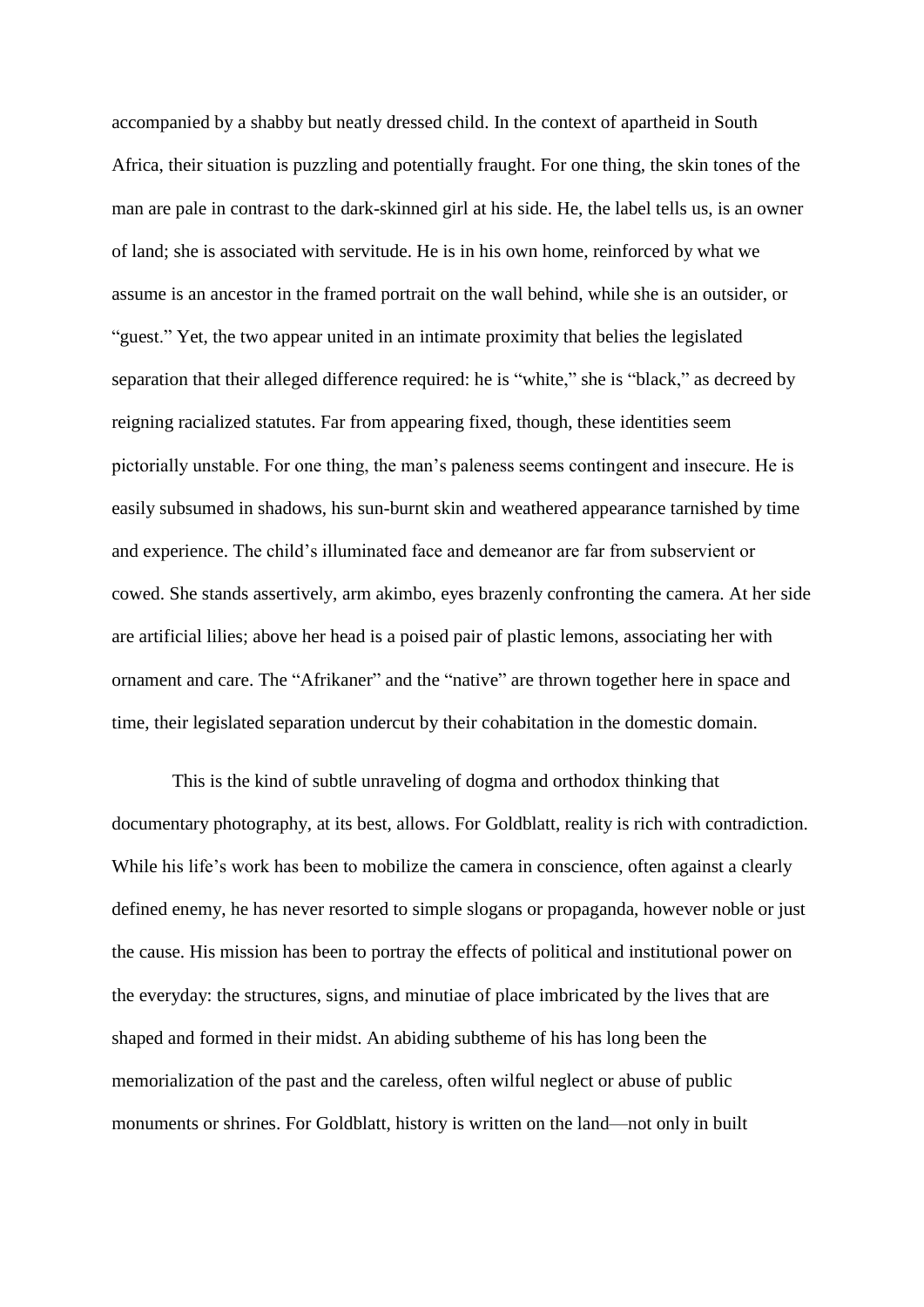accompanied by a shabby but neatly dressed child. In the context of apartheid in South Africa, their situation is puzzling and potentially fraught. For one thing, the skin tones of the man are pale in contrast to the dark-skinned girl at his side. He, the label tells us, is an owner of land; she is associated with servitude. He is in his own home, reinforced by what we assume is an ancestor in the framed portrait on the wall behind, while she is an outsider, or "guest." Yet, the two appear united in an intimate proximity that belies the legislated separation that their alleged difference required: he is "white," she is "black," as decreed by reigning racialized statutes. Far from appearing fixed, though, these identities seem pictorially unstable. For one thing, the man's paleness seems contingent and insecure. He is easily subsumed in shadows, his sun-burnt skin and weathered appearance tarnished by time and experience. The child's illuminated face and demeanor are far from subservient or cowed. She stands assertively, arm akimbo, eyes brazenly confronting the camera. At her side are artificial lilies; above her head is a poised pair of plastic lemons, associating her with ornament and care. The "Afrikaner" and the "native" are thrown together here in space and time, their legislated separation undercut by their cohabitation in the domestic domain.

This is the kind of subtle unraveling of dogma and orthodox thinking that documentary photography, at its best, allows. For Goldblatt, reality is rich with contradiction. While his life's work has been to mobilize the camera in conscience, often against a clearly defined enemy, he has never resorted to simple slogans or propaganda, however noble or just the cause. His mission has been to portray the effects of political and institutional power on the everyday: the structures, signs, and minutiae of place imbricated by the lives that are shaped and formed in their midst. An abiding subtheme of his has long been the memorialization of the past and the careless, often wilful neglect or abuse of public monuments or shrines. For Goldblatt, history is written on the land—not only in built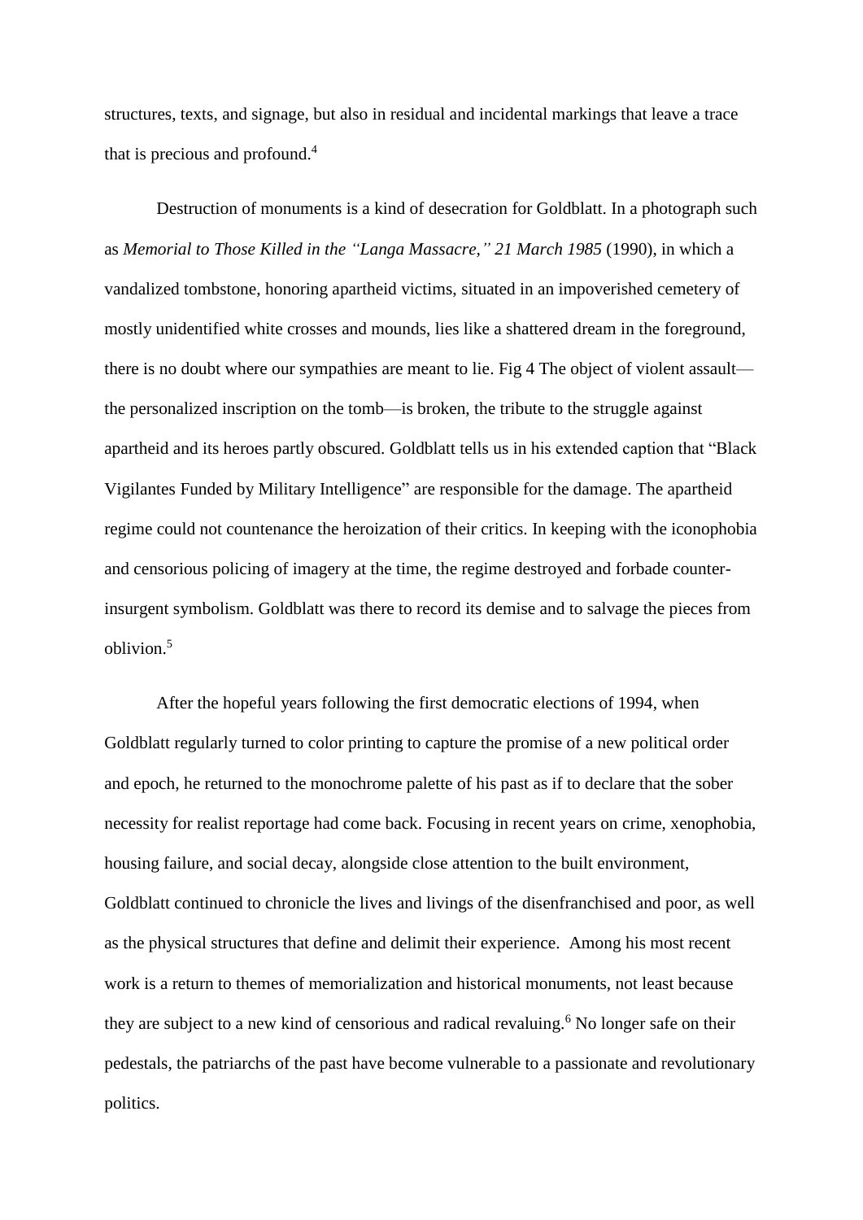structures, texts, and signage, but also in residual and incidental markings that leave a trace that is precious and profound.[4]

Destruction of monuments is a kind of desecration for Goldblatt. In a photograph such as *Memorial to Those Killed in the "Langa Massacre," 21 March 1985* (1990), in which a vandalized tombstone, honoring apartheid victims, situated in an impoverished cemetery of mostly unidentified white crosses and mounds, lies like a shattered dream in the foreground, there is no doubt where our sympathies are meant to lie. Fig 4 The object of violent assault—the personalized inscription on the tomb—is broken, the tribute to the struggle against apartheid and its heroes partly obscured. Goldblatt tells us in his extended caption that "Black Vigilantes Funded by Military Intelligence" are responsible for the damage. The apartheid regime could not countenance the heroization of their critics. In keeping with the iconophobia and censorious policing of imagery at the time, the regime destroyed and forbade counter-insurgent symbolism. Goldblatt was there to record its demise and to salvage the pieces from oblivion.[5]

After the hopeful years following the first democratic elections of 1994, when Goldblatt regularly turned to color printing to capture the promise of a new political order and epoch, he returned to the monochrome palette of his past as if to declare that the sober necessity for realist reportage had come back. Focusing in recent years on crime, xenophobia, housing failure, and social decay, alongside close attention to the built environment, Goldblatt continued to chronicle the lives and livings of the disenfranchised and poor, as well as the physical structures that define and delimit their experience. Among his most recent work is a return to themes of memorialization and historical monuments, not least because they are subject to a new kind of censorious and radical revaluing.[6] No longer safe on their pedestals, the patriarchs of the past have become vulnerable to a passionate and revolutionary politics.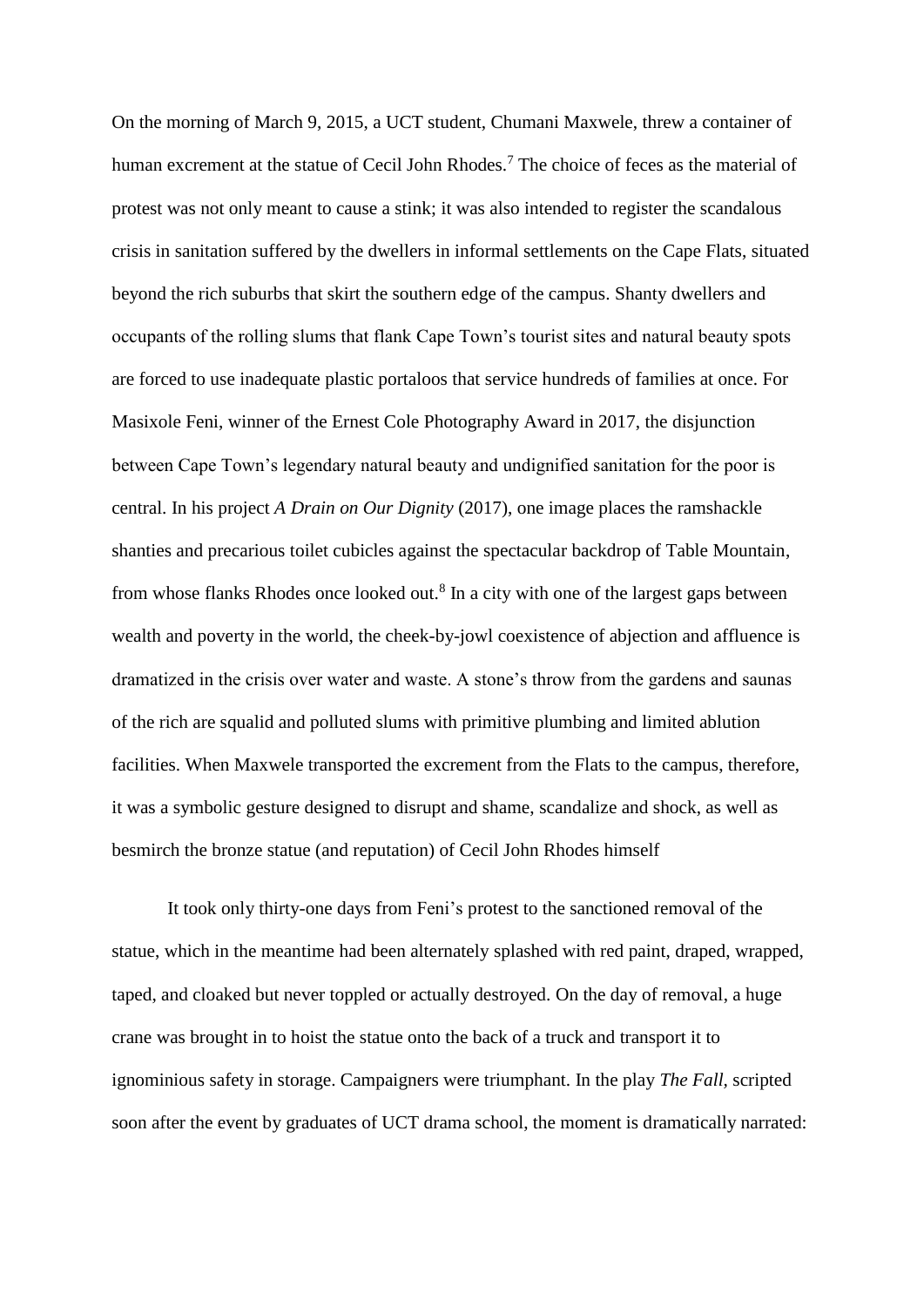On the morning of March 9, 2015, a UCT student, Chumani Maxwele, threw a container of human excrement at the statue of Cecil John Rhodes.[7] The choice of feces as the material of protest was not only meant to cause a stink; it was also intended to register the scandalous crisis in sanitation suffered by the dwellers in informal settlements on the Cape Flats, situated beyond the rich suburbs that skirt the southern edge of the campus. Shanty dwellers and occupants of the rolling slums that flank Cape Town's tourist sites and natural beauty spots are forced to use inadequate plastic portaloos that service hundreds of families at once. For Masixole Feni, winner of the Ernest Cole Photography Award in 2017, the disjunction between Cape Town's legendary natural beauty and undignified sanitation for the poor is central. In his project *A Drain on Our Dignity* (2017), one image places the ramshackle shanties and precarious toilet cubicles against the spectacular backdrop of Table Mountain, from whose flanks Rhodes once looked out.[8] In a city with one of the largest gaps between wealth and poverty in the world, the cheek-by-jowl coexistence of abjection and affluence is dramatized in the crisis over water and waste. A stone's throw from the gardens and saunas of the rich are squalid and polluted slums with primitive plumbing and limited ablution facilities. When Maxwele transported the excrement from the Flats to the campus, therefore, it was a symbolic gesture designed to disrupt and shame, scandalize and shock, as well as besmirch the bronze statue (and reputation) of Cecil John Rhodes himself

It took only thirty-one days from Feni's protest to the sanctioned removal of the statue, which in the meantime had been alternately splashed with red paint, draped, wrapped, taped, and cloaked but never toppled or actually destroyed. On the day of removal, a huge crane was brought in to hoist the statue onto the back of a truck and transport it to ignominious safety in storage. Campaigners were triumphant. In the play *The Fall*, scripted soon after the event by graduates of UCT drama school, the moment is dramatically narrated: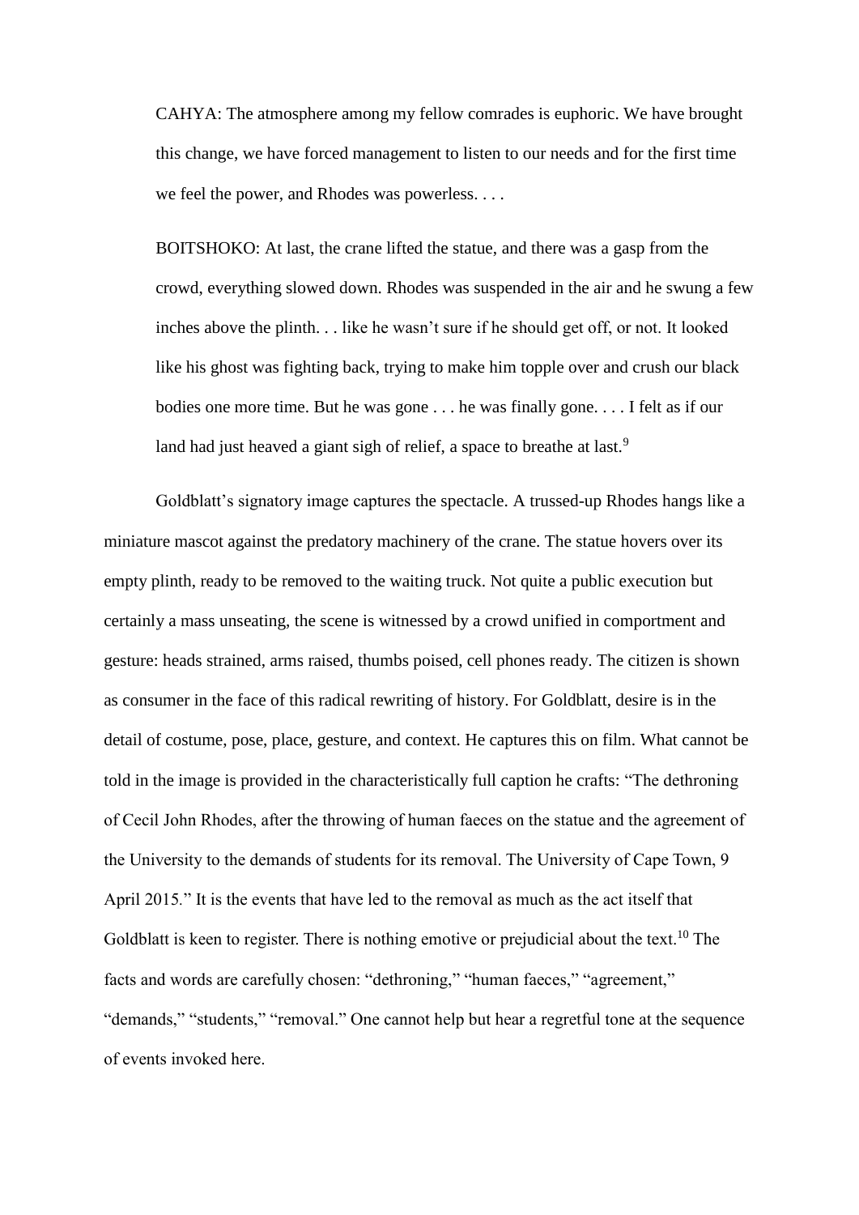> CAHYA: The atmosphere among my fellow comrades is euphoric. We have brought this change, we have forced management to listen to our needs and for the first time we feel the power, and Rhodes was powerless. . . .
>
> BOITSHOKO: At last, the crane lifted the statue, and there was a gasp from the crowd, everything slowed down. Rhodes was suspended in the air and he swung a few inches above the plinth. . . like he wasn't sure if he should get off, or not. It looked like his ghost was fighting back, trying to make him topple over and crush our black bodies one more time. But he was gone . . . he was finally gone. . . . I felt as if our land had just heaved a giant sigh of relief, a space to breathe at last.[9]

Goldblatt's signatory image captures the spectacle. A trussed-up Rhodes hangs like a miniature mascot against the predatory machinery of the crane. The statue hovers over its empty plinth, ready to be removed to the waiting truck. Not quite a public execution but certainly a mass unseating, the scene is witnessed by a crowd unified in comportment and gesture: heads strained, arms raised, thumbs poised, cell phones ready. The citizen is shown as consumer in the face of this radical rewriting of history. For Goldblatt, desire is in the detail of costume, pose, place, gesture, and context. He captures this on film. What cannot be told in the image is provided in the characteristically full caption he crafts: "The dethroning of Cecil John Rhodes, after the throwing of human faeces on the statue and the agreement of the University to the demands of students for its removal. The University of Cape Town, 9 April 2015." It is the events that have led to the removal as much as the act itself that Goldblatt is keen to register. There is nothing emotive or prejudicial about the text.[10] The facts and words are carefully chosen: "dethroning," "human faeces," "agreement," "demands," "students," "removal." One cannot help but hear a regretful tone at the sequence of events invoked here.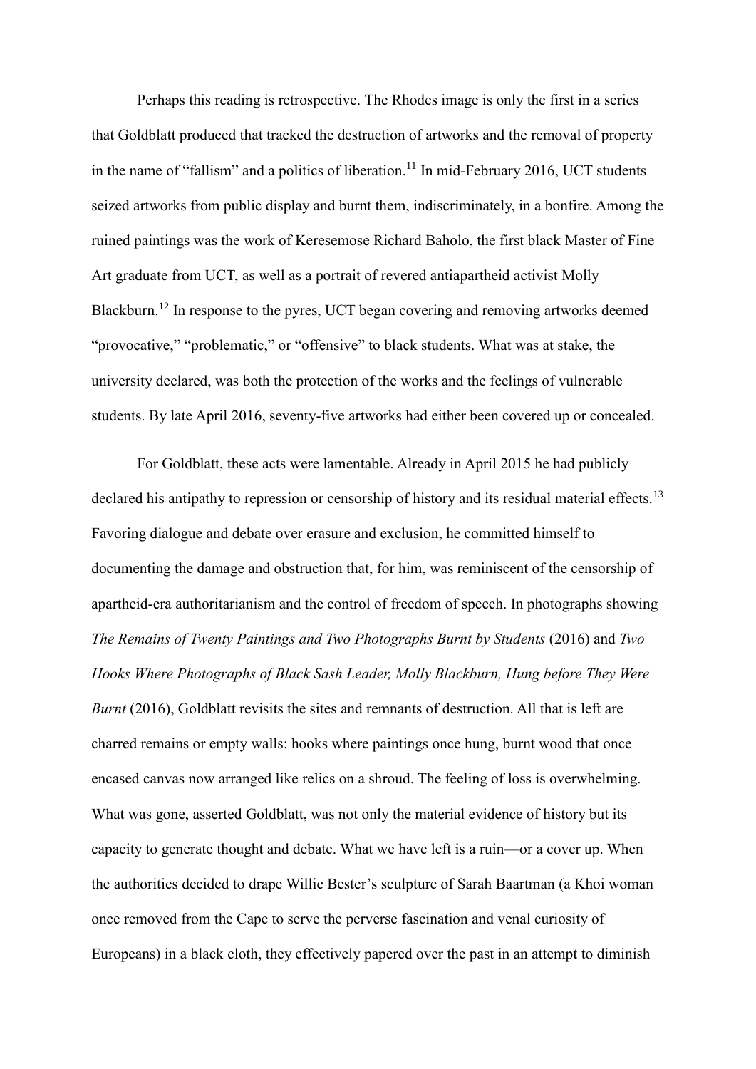Perhaps this reading is retrospective. The Rhodes image is only the first in a series that Goldblatt produced that tracked the destruction of artworks and the removal of property in the name of "fallism" and a politics of liberation.[11] In mid-February 2016, UCT students seized artworks from public display and burnt them, indiscriminately, in a bonfire. Among the ruined paintings was the work of Keresemose Richard Baholo, the first black Master of Fine Art graduate from UCT, as well as a portrait of revered antiapartheid activist Molly Blackburn.[12] In response to the pyres, UCT began covering and removing artworks deemed "provocative," "problematic," or "offensive" to black students. What was at stake, the university declared, was both the protection of the works and the feelings of vulnerable students. By late April 2016, seventy-five artworks had either been covered up or concealed.

For Goldblatt, these acts were lamentable. Already in April 2015 he had publicly declared his antipathy to repression or censorship of history and its residual material effects.[13] Favoring dialogue and debate over erasure and exclusion, he committed himself to documenting the damage and obstruction that, for him, was reminiscent of the censorship of apartheid-era authoritarianism and the control of freedom of speech. In photographs showing *The Remains of Twenty Paintings and Two Photographs Burnt by Students* (2016) and *Two Hooks Where Photographs of Black Sash Leader, Molly Blackburn, Hung before They Were Burnt* (2016), Goldblatt revisits the sites and remnants of destruction. All that is left are charred remains or empty walls: hooks where paintings once hung, burnt wood that once encased canvas now arranged like relics on a shroud. The feeling of loss is overwhelming. What was gone, asserted Goldblatt, was not only the material evidence of history but its capacity to generate thought and debate. What we have left is a ruin—or a cover up. When the authorities decided to drape Willie Bester's sculpture of Sarah Baartman (a Khoi woman once removed from the Cape to serve the perverse fascination and venal curiosity of Europeans) in a black cloth, they effectively papered over the past in an attempt to diminish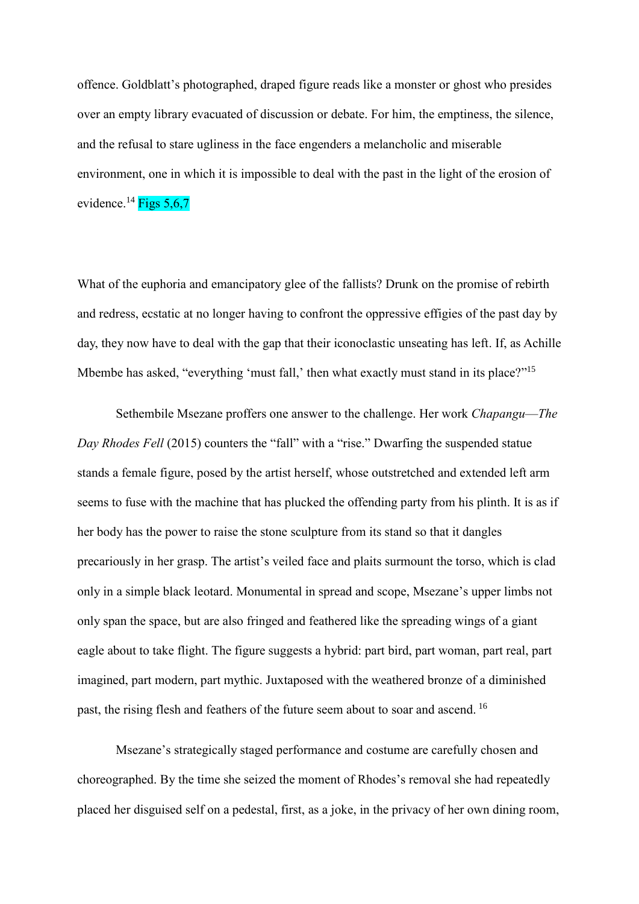offence. Goldblatt's photographed, draped figure reads like a monster or ghost who presides over an empty library evacuated of discussion or debate. For him, the emptiness, the silence, and the refusal to stare ugliness in the face engenders a melancholic and miserable environment, one in which it is impossible to deal with the past in the light of the erosion of evidence.[14] Figs 5,6,7

What of the euphoria and emancipatory glee of the fallists? Drunk on the promise of rebirth and redress, ecstatic at no longer having to confront the oppressive effigies of the past day by day, they now have to deal with the gap that their iconoclastic unseating has left. If, as Achille Mbembe has asked, "everything 'must fall,' then what exactly must stand in its place?"[15]

Sethembile Msezane proffers one answer to the challenge. Her work *Chapangu—The Day Rhodes Fell* (2015) counters the "fall" with a "rise." Dwarfing the suspended statue stands a female figure, posed by the artist herself, whose outstretched and extended left arm seems to fuse with the machine that has plucked the offending party from his plinth. It is as if her body has the power to raise the stone sculpture from its stand so that it dangles precariously in her grasp. The artist's veiled face and plaits surmount the torso, which is clad only in a simple black leotard. Monumental in spread and scope, Msezane's upper limbs not only span the space, but are also fringed and feathered like the spreading wings of a giant eagle about to take flight. The figure suggests a hybrid: part bird, part woman, part real, part imagined, part modern, part mythic. Juxtaposed with the weathered bronze of a diminished past, the rising flesh and feathers of the future seem about to soar and ascend.[16]

Msezane's strategically staged performance and costume are carefully chosen and choreographed. By the time she seized the moment of Rhodes's removal she had repeatedly placed her disguised self on a pedestal, first, as a joke, in the privacy of her own dining room,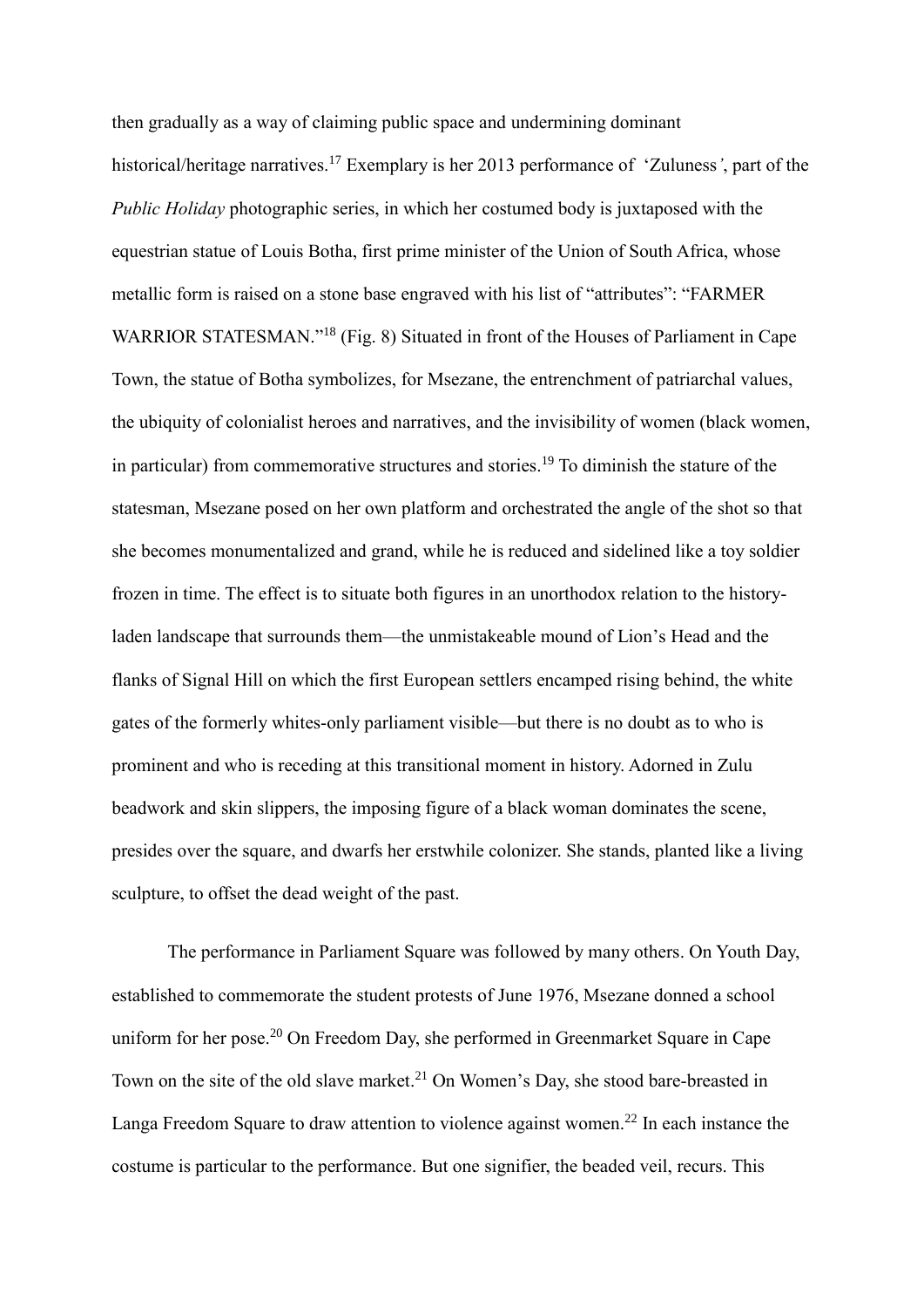then gradually as a way of claiming public space and undermining dominant historical/heritage narratives.[17] Exemplary is her 2013 performance of 'Zuluness', part of the *Public Holiday* photographic series, in which her costumed body is juxtaposed with the equestrian statue of Louis Botha, first prime minister of the Union of South Africa, whose metallic form is raised on a stone base engraved with his list of "attributes": "FARMER WARRIOR STATESMAN."[18] (Fig. 8) Situated in front of the Houses of Parliament in Cape Town, the statue of Botha symbolizes, for Msezane, the entrenchment of patriarchal values, the ubiquity of colonialist heroes and narratives, and the invisibility of women (black women, in particular) from commemorative structures and stories.[19] To diminish the stature of the statesman, Msezane posed on her own platform and orchestrated the angle of the shot so that she becomes monumentalized and grand, while he is reduced and sidelined like a toy soldier frozen in time. The effect is to situate both figures in an unorthodox relation to the history-laden landscape that surrounds them—the unmistakeable mound of Lion's Head and the flanks of Signal Hill on which the first European settlers encamped rising behind, the white gates of the formerly whites-only parliament visible—but there is no doubt as to who is prominent and who is receding at this transitional moment in history. Adorned in Zulu beadwork and skin slippers, the imposing figure of a black woman dominates the scene, presides over the square, and dwarfs her erstwhile colonizer. She stands, planted like a living sculpture, to offset the dead weight of the past.

The performance in Parliament Square was followed by many others. On Youth Day, established to commemorate the student protests of June 1976, Msezane donned a school uniform for her pose.[20] On Freedom Day, she performed in Greenmarket Square in Cape Town on the site of the old slave market.[21] On Women's Day, she stood bare-breasted in Langa Freedom Square to draw attention to violence against women.[22] In each instance the costume is particular to the performance. But one signifier, the beaded veil, recurs. This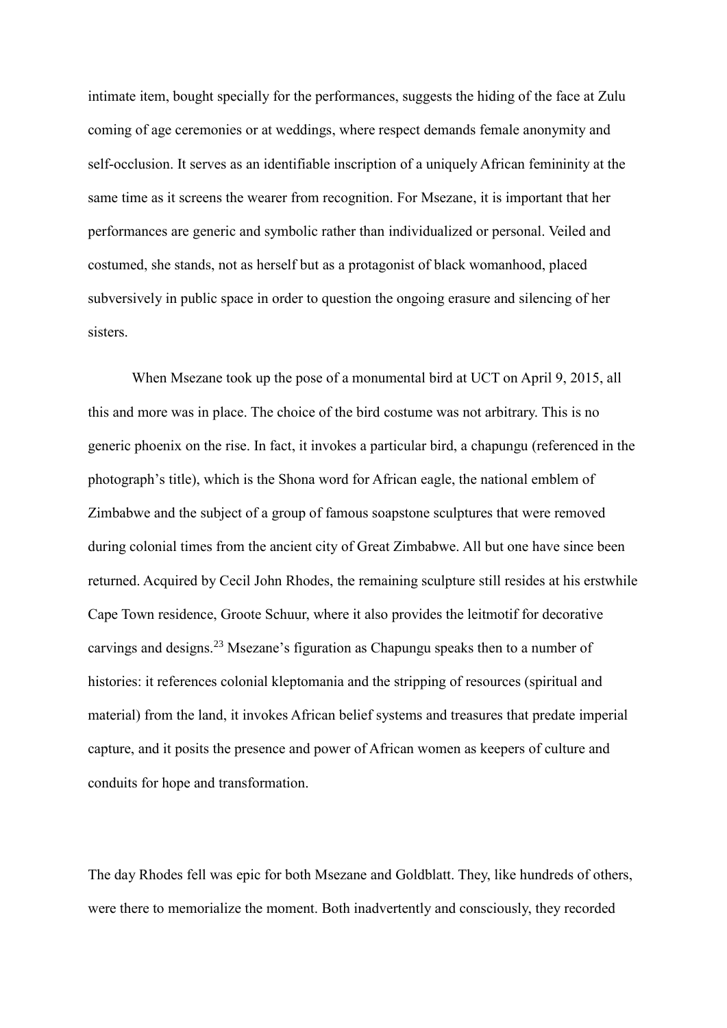intimate item, bought specially for the performances, suggests the hiding of the face at Zulu coming of age ceremonies or at weddings, where respect demands female anonymity and self-occlusion. It serves as an identifiable inscription of a uniquely African femininity at the same time as it screens the wearer from recognition. For Msezane, it is important that her performances are generic and symbolic rather than individualized or personal. Veiled and costumed, she stands, not as herself but as a protagonist of black womanhood, placed subversively in public space in order to question the ongoing erasure and silencing of her sisters.

When Msezane took up the pose of a monumental bird at UCT on April 9, 2015, all this and more was in place. The choice of the bird costume was not arbitrary. This is no generic phoenix on the rise. In fact, it invokes a particular bird, a chapungu (referenced in the photograph's title), which is the Shona word for African eagle, the national emblem of Zimbabwe and the subject of a group of famous soapstone sculptures that were removed during colonial times from the ancient city of Great Zimbabwe. All but one have since been returned. Acquired by Cecil John Rhodes, the remaining sculpture still resides at his erstwhile Cape Town residence, Groote Schuur, where it also provides the leitmotif for decorative carvings and designs.[23] Msezane's figuration as Chapungu speaks then to a number of histories: it references colonial kleptomania and the stripping of resources (spiritual and material) from the land, it invokes African belief systems and treasures that predate imperial capture, and it posits the presence and power of African women as keepers of culture and conduits for hope and transformation.

The day Rhodes fell was epic for both Msezane and Goldblatt. They, like hundreds of others, were there to memorialize the moment. Both inadvertently and consciously, they recorded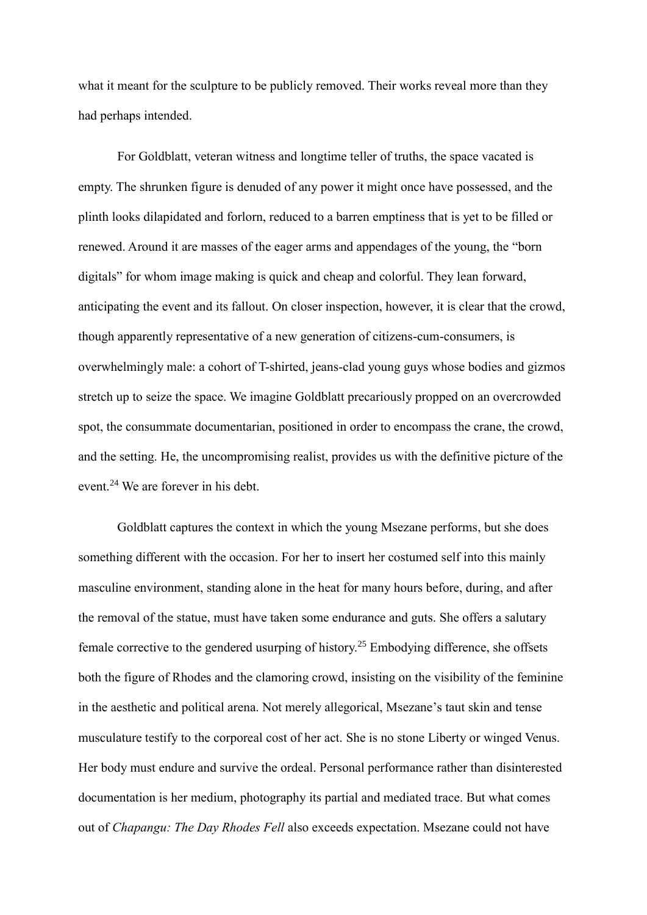what it meant for the sculpture to be publicly removed. Their works reveal more than they had perhaps intended.

For Goldblatt, veteran witness and longtime teller of truths, the space vacated is empty. The shrunken figure is denuded of any power it might once have possessed, and the plinth looks dilapidated and forlorn, reduced to a barren emptiness that is yet to be filled or renewed. Around it are masses of the eager arms and appendages of the young, the "born digitals" for whom image making is quick and cheap and colorful. They lean forward, anticipating the event and its fallout. On closer inspection, however, it is clear that the crowd, though apparently representative of a new generation of citizens-cum-consumers, is overwhelmingly male: a cohort of T-shirted, jeans-clad young guys whose bodies and gizmos stretch up to seize the space. We imagine Goldblatt precariously propped on an overcrowded spot, the consummate documentarian, positioned in order to encompass the crane, the crowd, and the setting. He, the uncompromising realist, provides us with the definitive picture of the event.[24] We are forever in his debt.

Goldblatt captures the context in which the young Msezane performs, but she does something different with the occasion. For her to insert her costumed self into this mainly masculine environment, standing alone in the heat for many hours before, during, and after the removal of the statue, must have taken some endurance and guts. She offers a salutary female corrective to the gendered usurping of history.[25] Embodying difference, she offsets both the figure of Rhodes and the clamoring crowd, insisting on the visibility of the feminine in the aesthetic and political arena. Not merely allegorical, Msezane's taut skin and tense musculature testify to the corporeal cost of her act. She is no stone Liberty or winged Venus. Her body must endure and survive the ordeal. Personal performance rather than disinterested documentation is her medium, photography its partial and mediated trace. But what comes out of *Chapangu: The Day Rhodes Fell* also exceeds expectation. Msezane could not have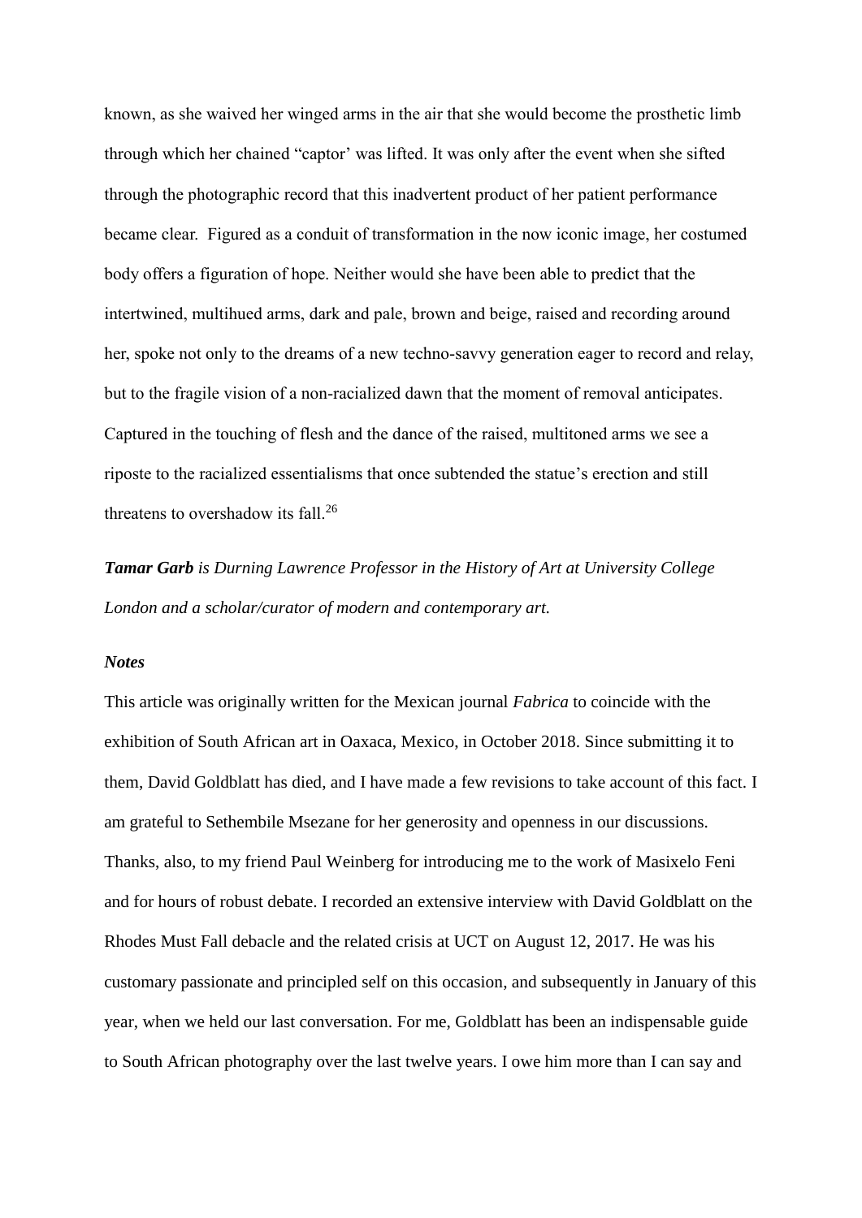known, as she waived her winged arms in the air that she would become the prosthetic limb through which her chained "captor' was lifted. It was only after the event when she sifted through the photographic record that this inadvertent product of her patient performance became clear. Figured as a conduit of transformation in the now iconic image, her costumed body offers a figuration of hope. Neither would she have been able to predict that the intertwined, multihued arms, dark and pale, brown and beige, raised and recording around her, spoke not only to the dreams of a new techno-savvy generation eager to record and relay, but to the fragile vision of a non-racialized dawn that the moment of removal anticipates. Captured in the touching of flesh and the dance of the raised, multitoned arms we see a riposte to the racialized essentialisms that once subtended the statue's erection and still threatens to overshadow its fall.[26]

***Tamar Garb** is Durning Lawrence Professor in the History of Art at University College London and a scholar/curator of modern and contemporary art.*

***Notes***

This article was originally written for the Mexican journal *Fabrica* to coincide with the exhibition of South African art in Oaxaca, Mexico, in October 2018. Since submitting it to them, David Goldblatt has died, and I have made a few revisions to take account of this fact. I am grateful to Sethembile Msezane for her generosity and openness in our discussions. Thanks, also, to my friend Paul Weinberg for introducing me to the work of Masixelo Feni and for hours of robust debate. I recorded an extensive interview with David Goldblatt on the Rhodes Must Fall debacle and the related crisis at UCT on August 12, 2017. He was his customary passionate and principled self on this occasion, and subsequently in January of this year, when we held our last conversation. For me, Goldblatt has been an indispensable guide to South African photography over the last twelve years. I owe him more than I can say and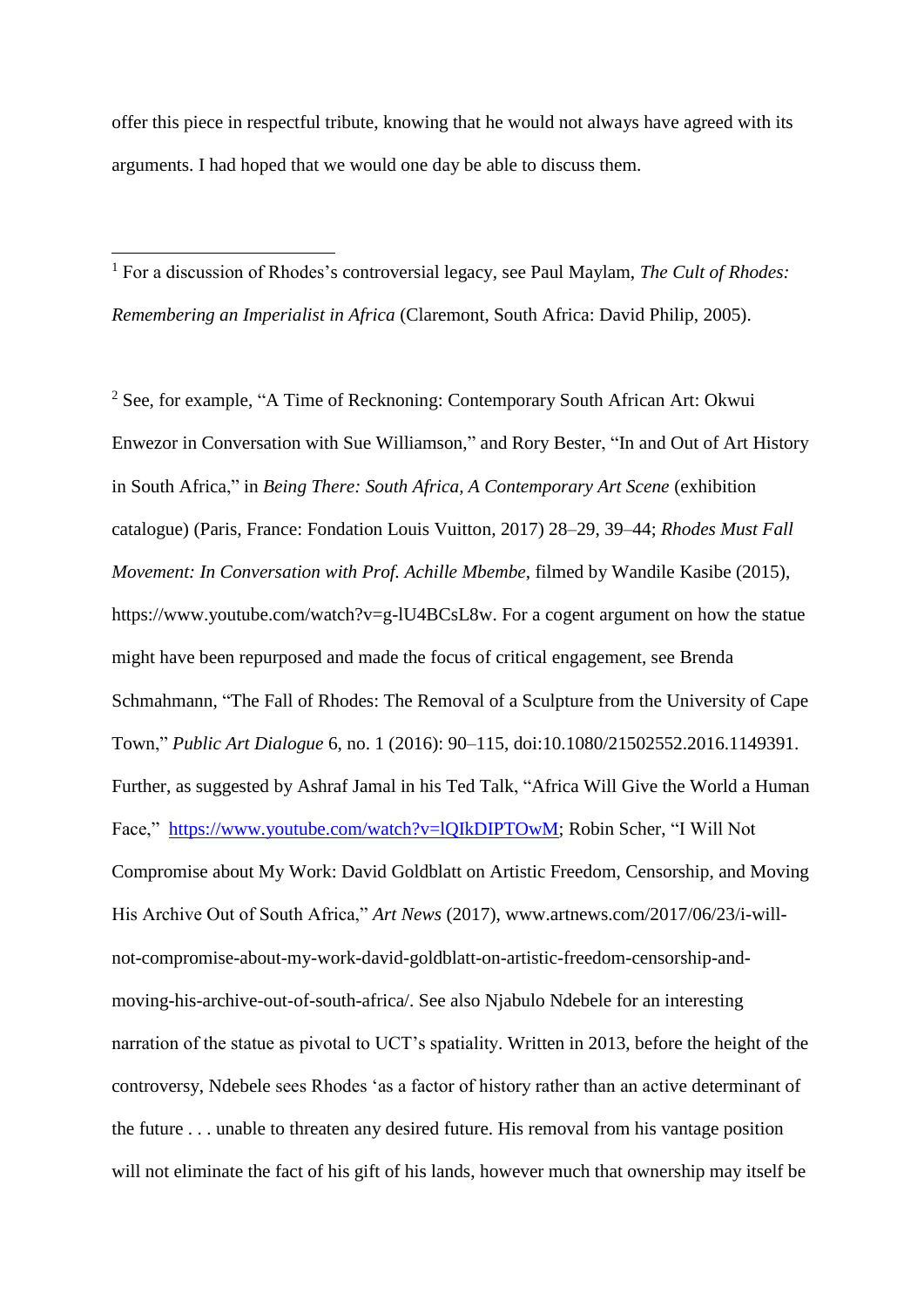offer this piece in respectful tribute, knowing that he would not always have agreed with its arguments. I had hoped that we would one day be able to discuss them.

---

[1] For a discussion of Rhodes's controversial legacy, see Paul Maylam, *The Cult of Rhodes: Remembering an Imperialist in Africa* (Claremont, South Africa: David Philip, 2005).

[2] See, for example, "A Time of Reckoning: Contemporary South African Art: Okwui Enwezor in Conversation with Sue Williamson," and Rory Bester, "In and Out of Art History in South Africa," in *Being There: South Africa, A Contemporary Art Scene* (exhibition catalogue) (Paris, France: Fondation Louis Vuitton, 2017) 28–29, 39–44; *Rhodes Must Fall Movement: In Conversation with Prof. Achille Mbembe*, filmed by Wandile Kasibe (2015), https://www.youtube.com/watch?v=g-lU4BCsL8w. For a cogent argument on how the statue might have been repurposed and made the focus of critical engagement, see Brenda Schmahmann, "The Fall of Rhodes: The Removal of a Sculpture from the University of Cape Town," *Public Art Dialogue* 6, no. 1 (2016): 90–115, doi:10.1080/21502552.2016.1149391. Further, as suggested by Ashraf Jamal in his Ted Talk, "Africa Will Give the World a Human Face," https://www.youtube.com/watch?v=lQIkDIPTOwM; Robin Scher, "I Will Not Compromise about My Work: David Goldblatt on Artistic Freedom, Censorship, and Moving His Archive Out of South Africa," *Art News* (2017), www.artnews.com/2017/06/23/i-will-not-compromise-about-my-work-david-goldblatt-on-artistic-freedom-censorship-and-moving-his-archive-out-of-south-africa/. See also Njabulo Ndebele for an interesting narration of the statue as pivotal to UCT's spatiality. Written in 2013, before the height of the controversy, Ndebele sees Rhodes 'as a factor of history rather than an active determinant of the future . . . unable to threaten any desired future. His removal from his vantage position will not eliminate the fact of his gift of his lands, however much that ownership may itself be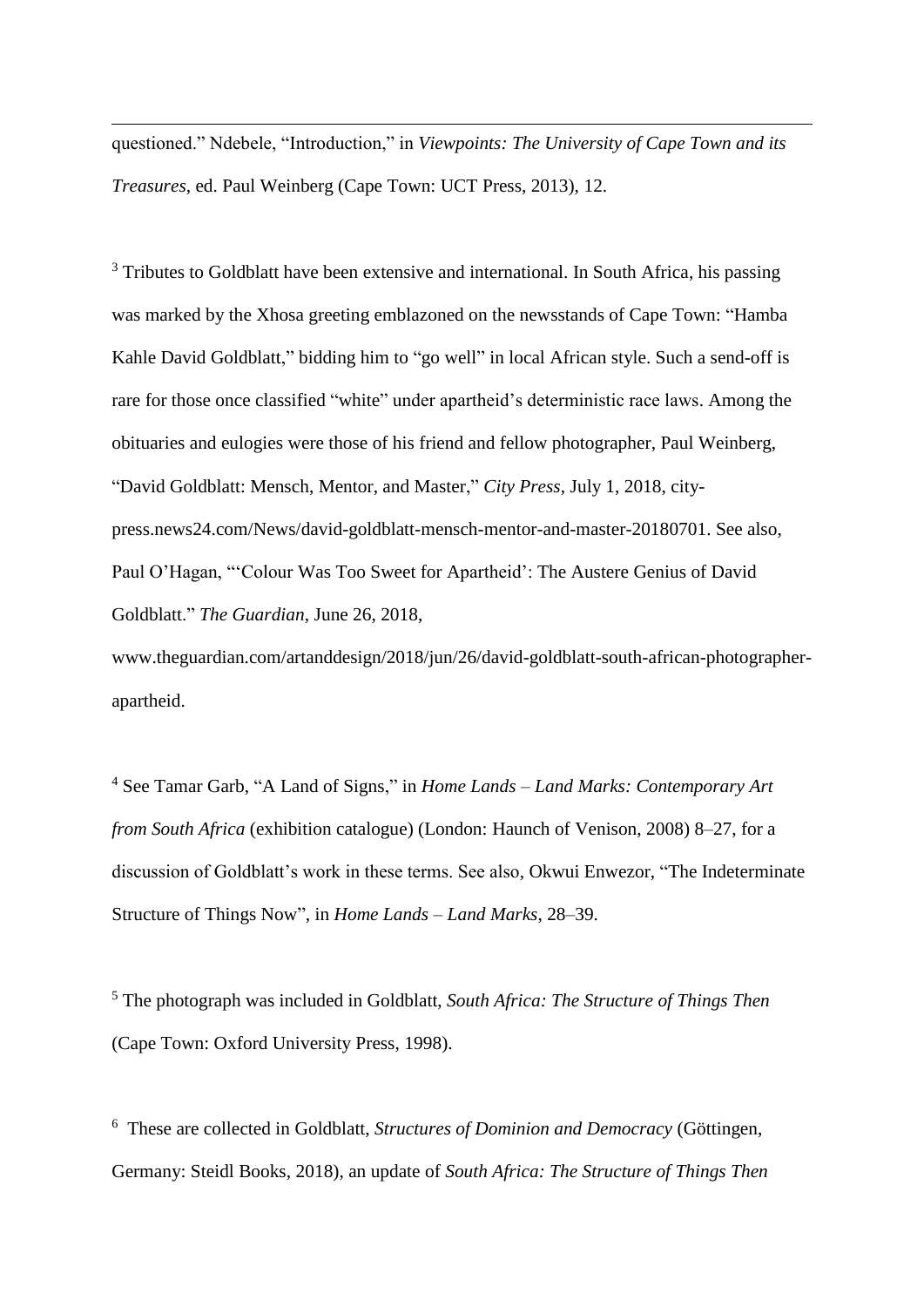questioned." Ndebele, "Introduction," in *Viewpoints: The University of Cape Town and its Treasures*, ed. Paul Weinberg (Cape Town: UCT Press, 2013), 12.

[3] Tributes to Goldblatt have been extensive and international. In South Africa, his passing was marked by the Xhosa greeting emblazoned on the newsstands of Cape Town: "Hamba Kahle David Goldblatt," bidding him to "go well" in local African style. Such a send-off is rare for those once classified "white" under apartheid's deterministic race laws. Among the obituaries and eulogies were those of his friend and fellow photographer, Paul Weinberg, "David Goldblatt: Mensch, Mentor, and Master," *City Press*, July 1, 2018, city-press.news24.com/News/david-goldblatt-mensch-mentor-and-master-20180701. See also, Paul O'Hagan, "'Colour Was Too Sweet for Apartheid': The Austere Genius of David Goldblatt." *The Guardian*, June 26, 2018, www.theguardian.com/artanddesign/2018/jun/26/david-goldblatt-south-african-photographer-apartheid.

[4] See Tamar Garb, "A Land of Signs," in *Home Lands – Land Marks: Contemporary Art from South Africa* (exhibition catalogue) (London: Haunch of Venison, 2008) 8–27, for a discussion of Goldblatt's work in these terms. See also, Okwui Enwezor, "The Indeterminate Structure of Things Now", in *Home Lands – Land Marks*, 28–39.

[5] The photograph was included in Goldblatt, *South Africa: The Structure of Things Then* (Cape Town: Oxford University Press, 1998).

[6] These are collected in Goldblatt, *Structures of Dominion and Democracy* (Göttingen, Germany: Steidl Books, 2018), an update of *South Africa: The Structure of Things Then*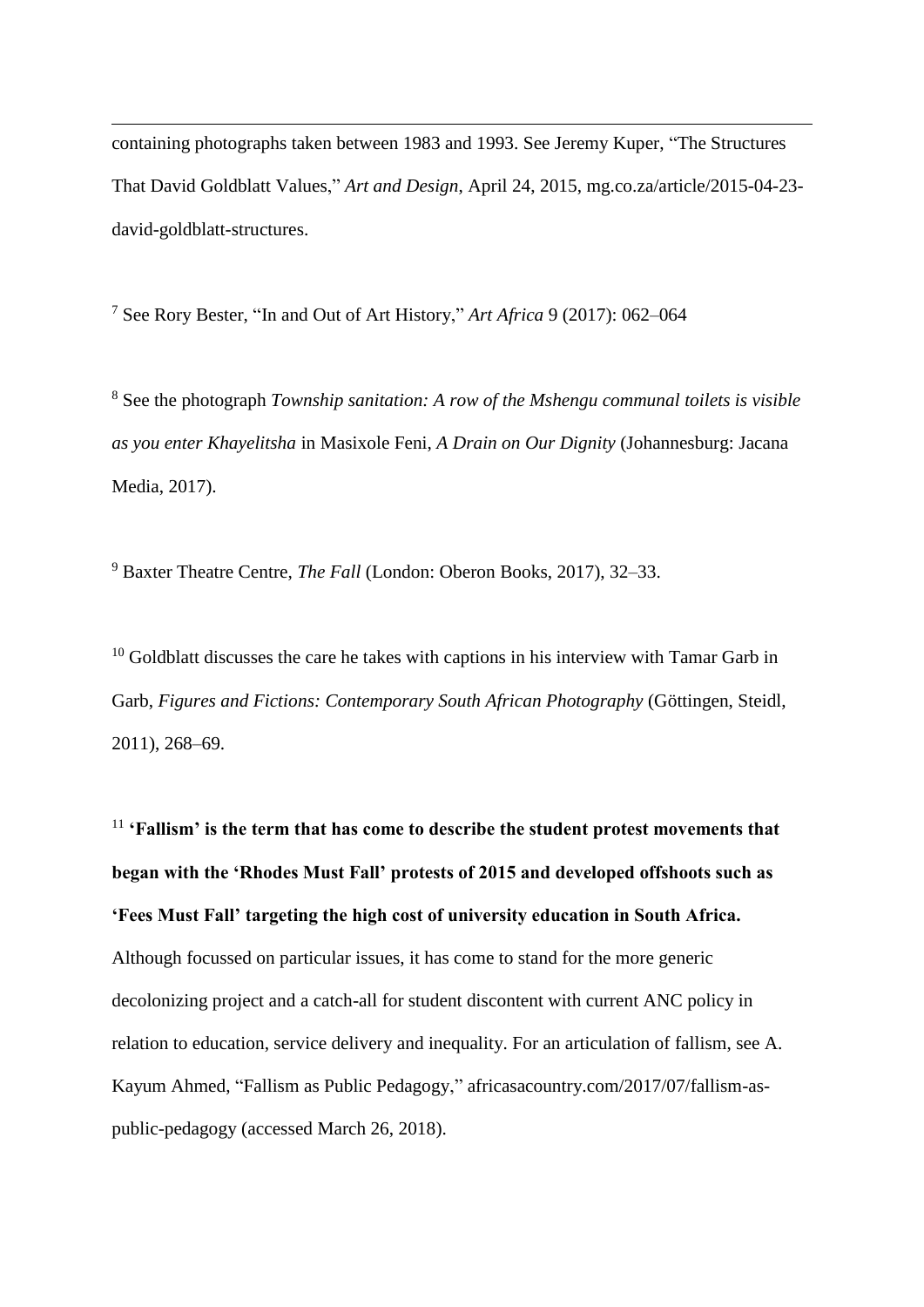containing photographs taken between 1983 and 1993. See Jeremy Kuper, "The Structures That David Goldblatt Values," *Art and Design*, April 24, 2015, mg.co.za/article/2015-04-23-david-goldblatt-structures.

[7] See Rory Bester, "In and Out of Art History," *Art Africa* 9 (2017): 062–064

[8] See the photograph *Township sanitation: A row of the Mshengu communal toilets is visible as you enter Khayelitsha* in Masixole Feni, *A Drain on Our Dignity* (Johannesburg: Jacana Media, 2017).

[9] Baxter Theatre Centre, *The Fall* (London: Oberon Books, 2017), 32–33.

[10] Goldblatt discusses the care he takes with captions in his interview with Tamar Garb in Garb, *Figures and Fictions: Contemporary South African Photography* (Göttingen, Steidl, 2011), 268–69.

[11] **'Fallism' is the term that has come to describe the student protest movements that began with the 'Rhodes Must Fall' protests of 2015 and developed offshoots such as 'Fees Must Fall' targeting the high cost of university education in South Africa.** Although focussed on particular issues, it has come to stand for the more generic decolonizing project and a catch-all for student discontent with current ANC policy in relation to education, service delivery and inequality. For an articulation of fallism, see A. Kayum Ahmed, "Fallism as Public Pedagogy," africasacountry.com/2017/07/fallism-as-public-pedagogy (accessed March 26, 2018).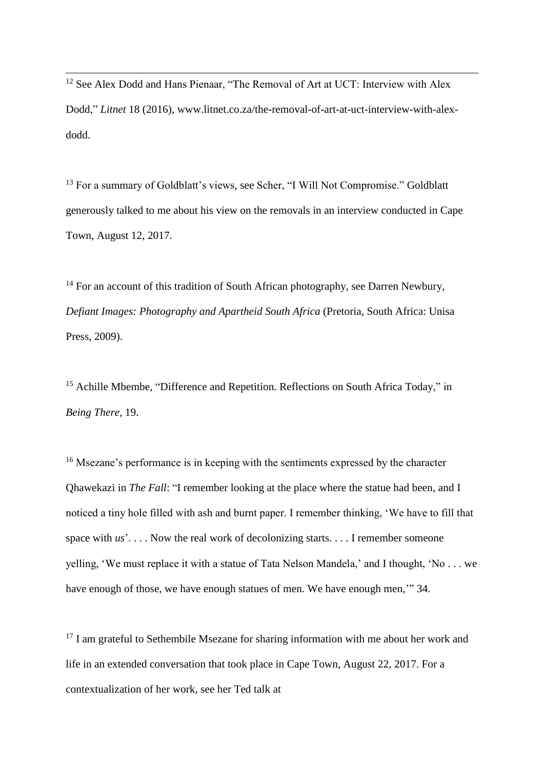[12] See Alex Dodd and Hans Pienaar, "The Removal of Art at UCT: Interview with Alex Dodd," *Litnet* 18 (2016), www.litnet.co.za/the-removal-of-art-at-uct-interview-with-alex-dodd.

[13] For a summary of Goldblatt's views, see Scher, "I Will Not Compromise." Goldblatt generously talked to me about his view on the removals in an interview conducted in Cape Town, August 12, 2017.

[14] For an account of this tradition of South African photography, see Darren Newbury, *Defiant Images: Photography and Apartheid South Africa* (Pretoria, South Africa: Unisa Press, 2009).

[15] Achille Mbembe, "Difference and Repetition. Reflections on South Africa Today," in *Being There*, 19.

[16] Msezane's performance is in keeping with the sentiments expressed by the character Qhawekazi in *The Fall*: "I remember looking at the place where the statue had been, and I noticed a tiny hole filled with ash and burnt paper. I remember thinking, 'We have to fill that space with *us*'. . . . Now the real work of decolonizing starts. . . . I remember someone yelling, 'We must replace it with a statue of Tata Nelson Mandela,' and I thought, 'No . . . we have enough of those, we have enough statues of men. We have enough men,'" 34.

[17] I am grateful to Sethembile Msezane for sharing information with me about her work and life in an extended conversation that took place in Cape Town, August 22, 2017. For a contextualization of her work, see her Ted talk at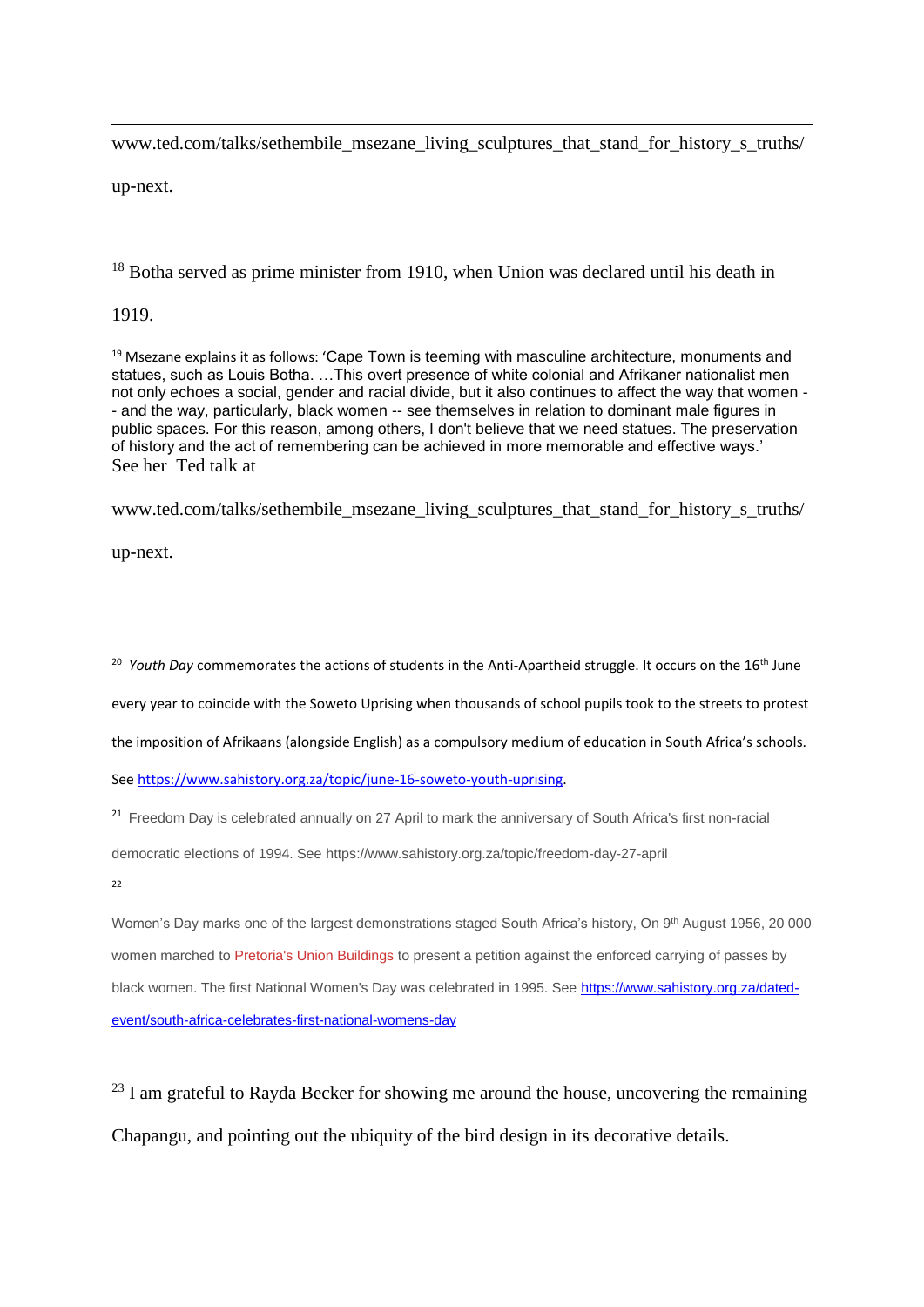www.ted.com/talks/sethembile_msezane_living_sculptures_that_stand_for_history_s_truths/up-next.

[18] Botha served as prime minister from 1910, when Union was declared until his death in 1919.

[19] Msezane explains it as follows: 'Cape Town is teeming with masculine architecture, monuments and statues, such as Louis Botha. …This overt presence of white colonial and Afrikaner nationalist men not only echoes a social, gender and racial divide, but it also continues to affect the way that women -- and the way, particularly, black women -- see themselves in relation to dominant male figures in public spaces. For this reason, among others, I don't believe that we need statues. The preservation of history and the act of remembering can be achieved in more memorable and effective ways.' See her Ted talk at

www.ted.com/talks/sethembile_msezane_living_sculptures_that_stand_for_history_s_truths/up-next.

[20] *Youth Day* commemorates the actions of students in the Anti-Apartheid struggle. It occurs on the 16th June every year to coincide with the Soweto Uprising when thousands of school pupils took to the streets to protest the imposition of Afrikaans (alongside English) as a compulsory medium of education in South Africa's schools. See https://www.sahistory.org.za/topic/june-16-soweto-youth-uprising.

[21] Freedom Day is celebrated annually on 27 April to mark the anniversary of South Africa's first non-racial democratic elections of 1994. See https://www.sahistory.org.za/topic/freedom-day-27-april

[22] Women's Day marks one of the largest demonstrations staged South Africa's history, On 9th August 1956, 20 000 women marched to Pretoria's Union Buildings to present a petition against the enforced carrying of passes by black women. The first National Women's Day was celebrated in 1995. See https://www.sahistory.org.za/dated-event/south-africa-celebrates-first-national-womens-day

[23] I am grateful to Rayda Becker for showing me around the house, uncovering the remaining Chapangu, and pointing out the ubiquity of the bird design in its decorative details.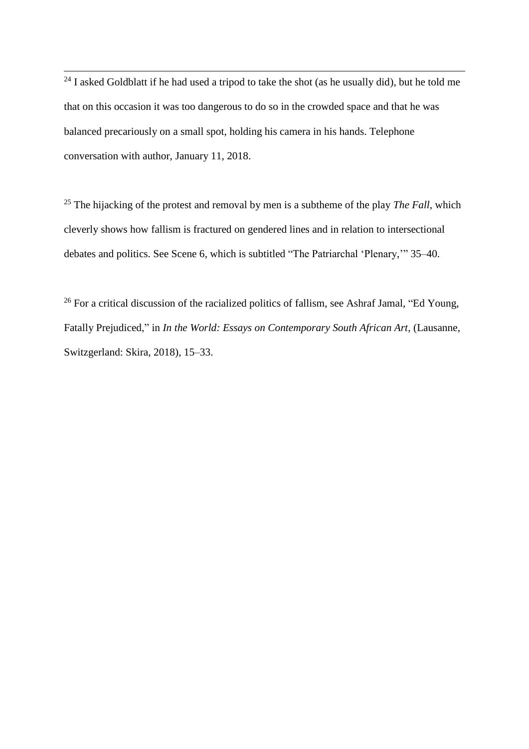[24] I asked Goldblatt if he had used a tripod to take the shot (as he usually did), but he told me that on this occasion it was too dangerous to do so in the crowded space and that he was balanced precariously on a small spot, holding his camera in his hands. Telephone conversation with author, January 11, 2018.

[25] The hijacking of the protest and removal by men is a subtheme of the play *The Fall*, which cleverly shows how fallism is fractured on gendered lines and in relation to intersectional debates and politics. See Scene 6, which is subtitled "The Patriarchal 'Plenary,'" 35–40.

[26] For a critical discussion of the racialized politics of fallism, see Ashraf Jamal, "Ed Young, Fatally Prejudiced," in *In the World: Essays on Contemporary South African Art*, (Lausanne, Switzgerland: Skira, 2018), 15–33.